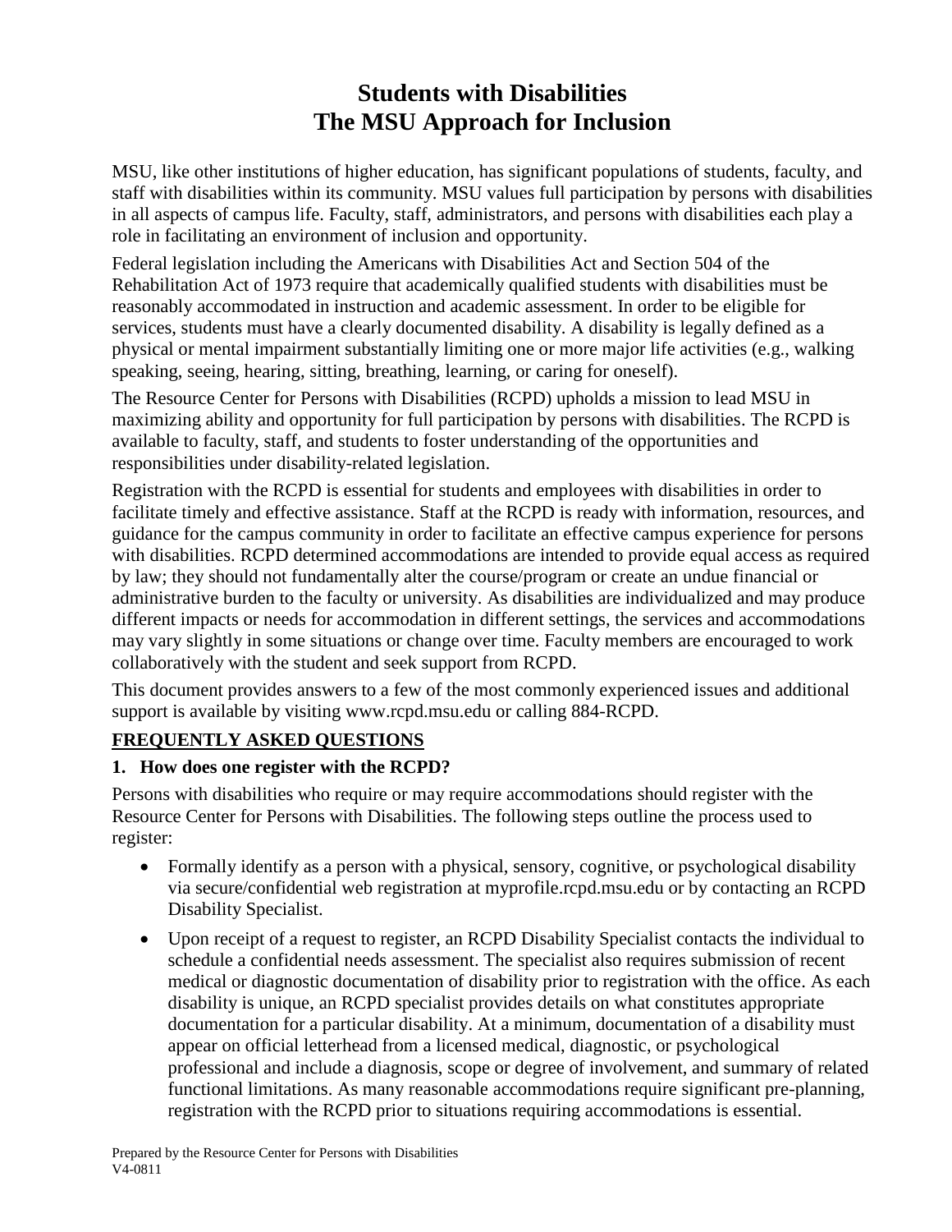# Students with Disabilities
# The MSU Approach for Inclusion

MSU, like other institutions of higher education, has significant populations of students, faculty, and staff with disabilities within its community. MSU values full participation by persons with disabilities in all aspects of campus life. Faculty, staff, administrators, and persons with disabilities each play a role in facilitating an environment of inclusion and opportunity.

Federal legislation including the Americans with Disabilities Act and Section 504 of the Rehabilitation Act of 1973 require that academically qualified students with disabilities must be reasonably accommodated in instruction and academic assessment. In order to be eligible for services, students must have a clearly documented disability. A disability is legally defined as a physical or mental impairment substantially limiting one or more major life activities (e.g., walking speaking, seeing, hearing, sitting, breathing, learning, or caring for oneself).

The Resource Center for Persons with Disabilities (RCPD) upholds a mission to lead MSU in maximizing ability and opportunity for full participation by persons with disabilities. The RCPD is available to faculty, staff, and students to foster understanding of the opportunities and responsibilities under disability-related legislation.

Registration with the RCPD is essential for students and employees with disabilities in order to facilitate timely and effective assistance. Staff at the RCPD is ready with information, resources, and guidance for the campus community in order to facilitate an effective campus experience for persons with disabilities. RCPD determined accommodations are intended to provide equal access as required by law; they should not fundamentally alter the course/program or create an undue financial or administrative burden to the faculty or university. As disabilities are individualized and may produce different impacts or needs for accommodation in different settings, the services and accommodations may vary slightly in some situations or change over time. Faculty members are encouraged to work collaboratively with the student and seek support from RCPD.

This document provides answers to a few of the most commonly experienced issues and additional support is available by visiting www.rcpd.msu.edu or calling 884-RCPD.

## FREQUENTLY ASKED QUESTIONS

### 1. How does one register with the RCPD?

Persons with disabilities who require or may require accommodations should register with the Resource Center for Persons with Disabilities. The following steps outline the process used to register:

- Formally identify as a person with a physical, sensory, cognitive, or psychological disability via secure/confidential web registration at myprofile.rcpd.msu.edu or by contacting an RCPD Disability Specialist.
- Upon receipt of a request to register, an RCPD Disability Specialist contacts the individual to schedule a confidential needs assessment. The specialist also requires submission of recent medical or diagnostic documentation of disability prior to registration with the office. As each disability is unique, an RCPD specialist provides details on what constitutes appropriate documentation for a particular disability. At a minimum, documentation of a disability must appear on official letterhead from a licensed medical, diagnostic, or psychological professional and include a diagnosis, scope or degree of involvement, and summary of related functional limitations. As many reasonable accommodations require significant pre-planning, registration with the RCPD prior to situations requiring accommodations is essential.

Prepared by the Resource Center for Persons with Disabilities
V4-0811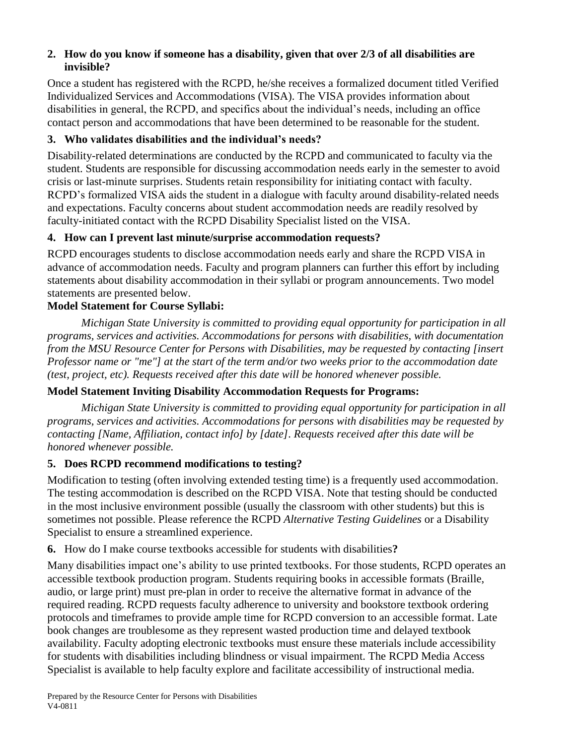**2. How do you know if someone has a disability, given that over 2/3 of all disabilities are invisible?**

Once a student has registered with the RCPD, he/she receives a formalized document titled Verified Individualized Services and Accommodations (VISA). The VISA provides information about disabilities in general, the RCPD, and specifics about the individual's needs, including an office contact person and accommodations that have been determined to be reasonable for the student.

**3. Who validates disabilities and the individual's needs?**

Disability-related determinations are conducted by the RCPD and communicated to faculty via the student. Students are responsible for discussing accommodation needs early in the semester to avoid crisis or last-minute surprises. Students retain responsibility for initiating contact with faculty. RCPD's formalized VISA aids the student in a dialogue with faculty around disability-related needs and expectations. Faculty concerns about student accommodation needs are readily resolved by faculty-initiated contact with the RCPD Disability Specialist listed on the VISA.

**4. How can I prevent last minute/surprise accommodation requests?**

RCPD encourages students to disclose accommodation needs early and share the RCPD VISA in advance of accommodation needs. Faculty and program planners can further this effort by including statements about disability accommodation in their syllabi or program announcements. Two model statements are presented below.

**Model Statement for Course Syllabi:**

*Michigan State University is committed to providing equal opportunity for participation in all programs, services and activities. Accommodations for persons with disabilities, with documentation from the MSU Resource Center for Persons with Disabilities, may be requested by contacting [insert Professor name or "me"] at the start of the term and/or two weeks prior to the accommodation date (test, project, etc). Requests received after this date will be honored whenever possible.*

**Model Statement Inviting Disability Accommodation Requests for Programs:**

*Michigan State University is committed to providing equal opportunity for participation in all programs, services and activities. Accommodations for persons with disabilities may be requested by contacting [Name, Affiliation, contact info] by [date]. Requests received after this date will be honored whenever possible.*

**5. Does RCPD recommend modifications to testing?**

Modification to testing (often involving extended testing time) is a frequently used accommodation. The testing accommodation is described on the RCPD VISA. Note that testing should be conducted in the most inclusive environment possible (usually the classroom with other students) but this is sometimes not possible. Please reference the RCPD *Alternative Testing Guidelines* or a Disability Specialist to ensure a streamlined experience.

**6.** How do I make course textbooks accessible for students with disabilities**?**

Many disabilities impact one's ability to use printed textbooks. For those students, RCPD operates an accessible textbook production program. Students requiring books in accessible formats (Braille, audio, or large print) must pre-plan in order to receive the alternative format in advance of the required reading. RCPD requests faculty adherence to university and bookstore textbook ordering protocols and timeframes to provide ample time for RCPD conversion to an accessible format. Late book changes are troublesome as they represent wasted production time and delayed textbook availability. Faculty adopting electronic textbooks must ensure these materials include accessibility for students with disabilities including blindness or visual impairment. The RCPD Media Access Specialist is available to help faculty explore and facilitate accessibility of instructional media.

Prepared by the Resource Center for Persons with Disabilities
V4-0811